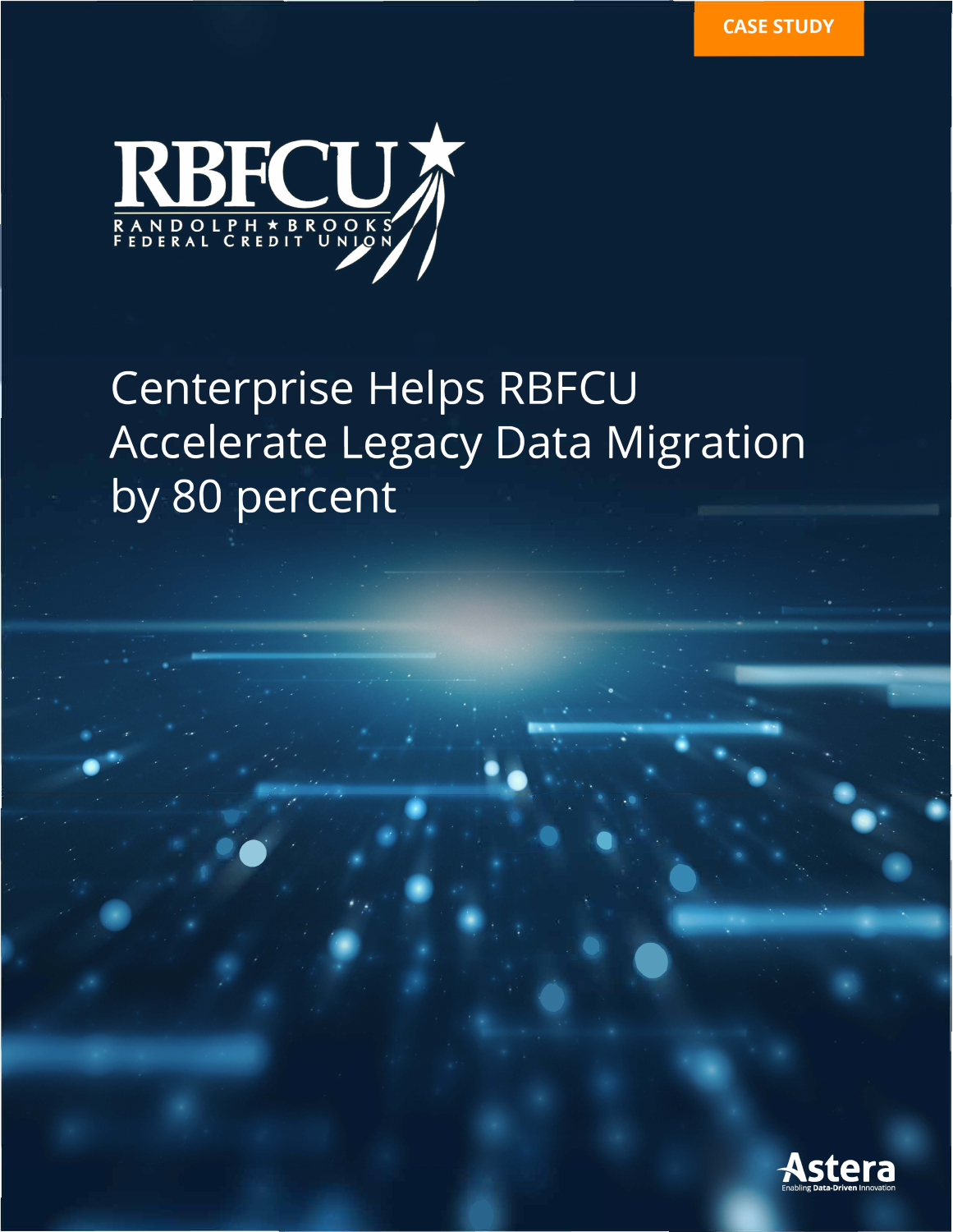CASE STUDY

RBFCU

RANDOLPH ★ BROOKS FEDERAL CREDIT UNION

# Centerprise Helps RBFCU Accelerate Legacy Data Migration by 80 percent

Astera

Enabling **Data-Driven** Innovation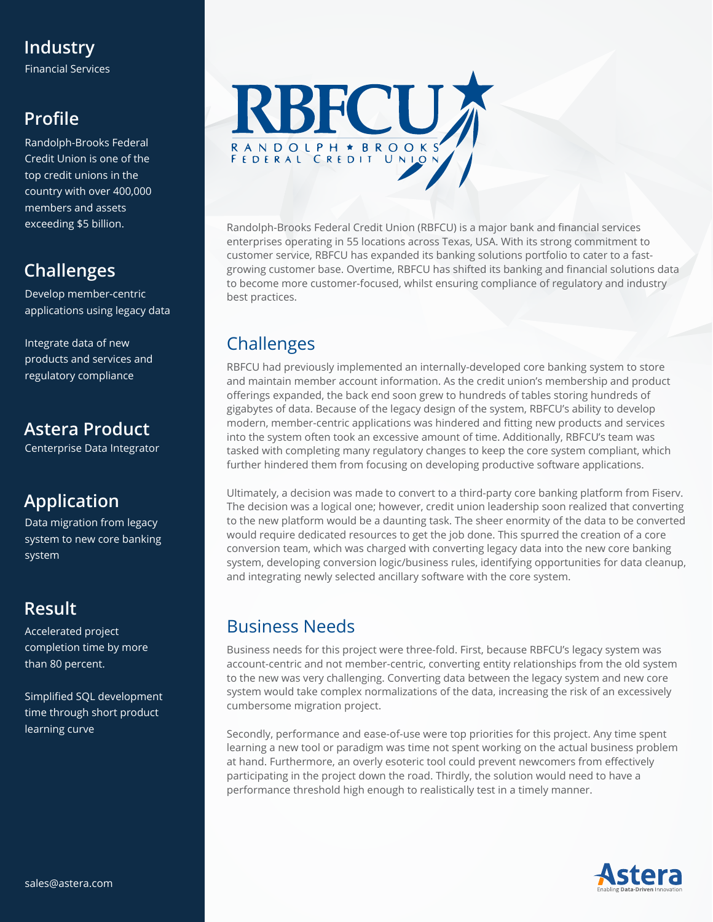## Industry

Financial Services

## Profile

Randolph-Brooks Federal Credit Union is one of the top credit unions in the country with over 400,000 members and assets exceeding $5 billion.

## Challenges

Develop member-centric applications using legacy data

Integrate data of new products and services and regulatory compliance

## Astera Product

Centerprise Data Integrator

## Application

Data migration from legacy system to new core banking system

## Result

Accelerated project completion time by more than 80 percent.

Simplified SQL development time through short product learning curve

sales@astera.com

RBFCU

RANDOLPH ★ BROOKS FEDERAL CREDIT UNION

Randolph-Brooks Federal Credit Union (RBFCU) is a major bank and financial services enterprises operating in 55 locations across Texas, USA. With its strong commitment to customer service, RBFCU has expanded its banking solutions portfolio to cater to a fast-growing customer base. Overtime, RBFCU has shifted its banking and financial solutions data to become more customer-focused, whilst ensuring compliance of regulatory and industry best practices.

## Challenges

RBFCU had previously implemented an internally-developed core banking system to store and maintain member account information. As the credit union's membership and product offerings expanded, the back end soon grew to hundreds of tables storing hundreds of gigabytes of data. Because of the legacy design of the system, RBFCU's ability to develop modern, member-centric applications was hindered and fitting new products and services into the system often took an excessive amount of time. Additionally, RBFCU's team was tasked with completing many regulatory changes to keep the core system compliant, which further hindered them from focusing on developing productive software applications.

Ultimately, a decision was made to convert to a third-party core banking platform from Fiserv. The decision was a logical one; however, credit union leadership soon realized that converting to the new platform would be a daunting task. The sheer enormity of the data to be converted would require dedicated resources to get the job done. This spurred the creation of a core conversion team, which was charged with converting legacy data into the new core banking system, developing conversion logic/business rules, identifying opportunities for data cleanup, and integrating newly selected ancillary software with the core system.

## Business Needs

Business needs for this project were three-fold. First, because RBFCU's legacy system was account-centric and not member-centric, converting entity relationships from the old system to the new was very challenging. Converting data between the legacy system and new core system would take complex normalizations of the data, increasing the risk of an excessively cumbersome migration project.

Secondly, performance and ease-of-use were top priorities for this project. Any time spent learning a new tool or paradigm was time not spent working on the actual business problem at hand. Furthermore, an overly esoteric tool could prevent newcomers from effectively participating in the project down the road. Thirdly, the solution would need to have a performance threshold high enough to realistically test in a timely manner.

Astera

Enabling Data-Driven Innovation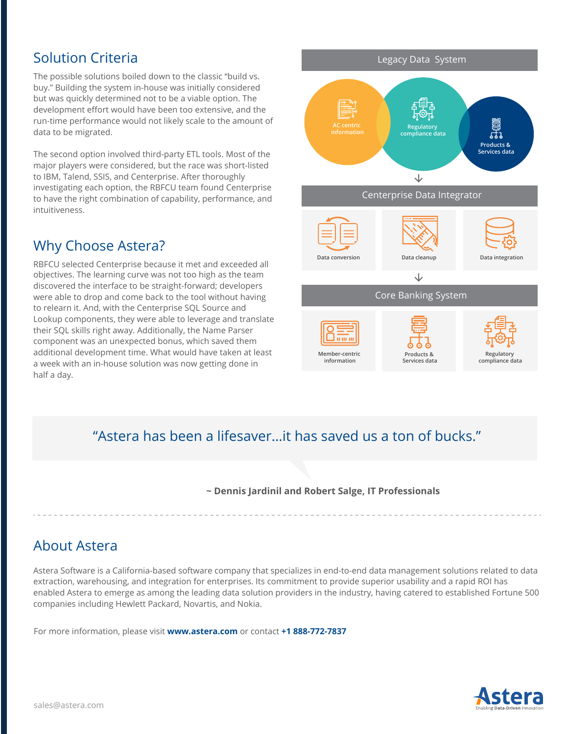## Solution Criteria

The possible solutions boiled down to the classic "build vs. buy." Building the system in-house was initially considered but was quickly determined not to be a viable option. The development effort would have been too extensive, and the run-time performance would not likely scale to the amount of data to be migrated.

The second option involved third-party ETL tools. Most of the major players were considered, but the race was short-listed to IBM, Talend, SSIS, and Centerprise. After thoroughly investigating each option, the RBFCU team found Centerprise to have the right combination of capability, performance, and intuitiveness.

## Why Choose Astera?

RBFCU selected Centerprise because it met and exceeded all objectives. The learning curve was not too high as the team discovered the interface to be straight-forward; developers were able to drop and come back to the tool without having to relearn it. And, with the Centerprise SQL Source and Lookup components, they were able to leverage and translate their SQL skills right away. Additionally, the Name Parser component was an unexpected bonus, which saved them additional development time. What would have taken at least a week with an in-house solution was now getting done in half a day.

Legacy Data System

AC centric information

Regulatory compliance data

Products & Services data

Centerprise Data Integrator

Data conversion

Data cleanup

Data integration

Core Banking System

Member-centric information

Products & Services data

Regulatory compliance data

> "Astera has been a lifesaver...it has saved us a ton of bucks."

**~ Dennis Jardinil and Robert Salge, IT Professionals**

---

## About Astera

Astera Software is a California-based software company that specializes in end-to-end data management solutions related to data extraction, warehousing, and integration for enterprises. Its commitment to provide superior usability and a rapid ROI has enabled Astera to emerge as among the leading data solution providers in the industry, having catered to established Fortune 500 companies including Hewlett Packard, Novartis, and Nokia.

For more information, please visit **www.astera.com** or contact **+1 888-772-7837**

sales@astera.com

Astera
Enabling **Data-Driven** Innovation